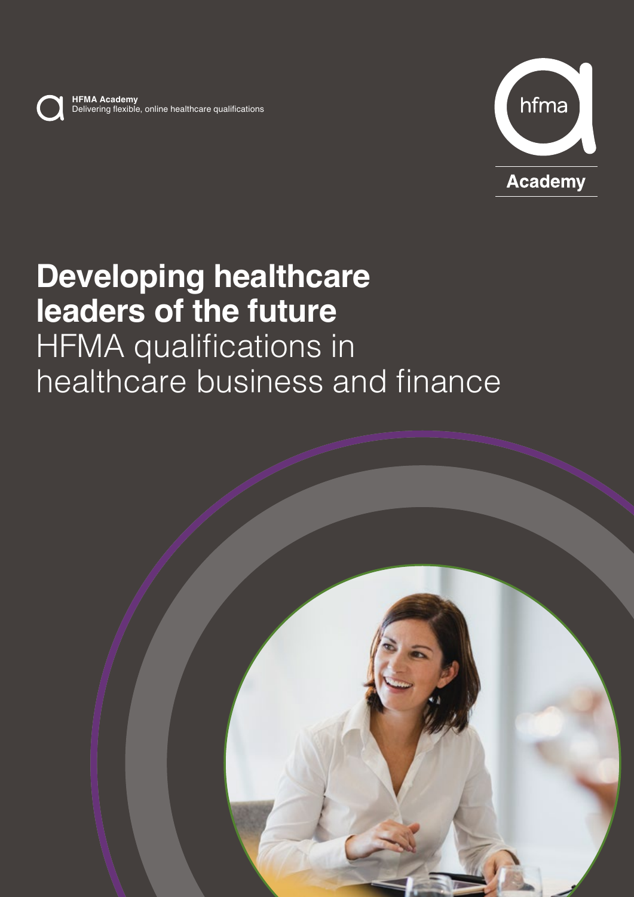**HFMA Academy**
Delivering flexible, online healthcare qualifications

hfma
**Academy**

# Developing healthcare leaders of the future

HFMA qualifications in healthcare business and finance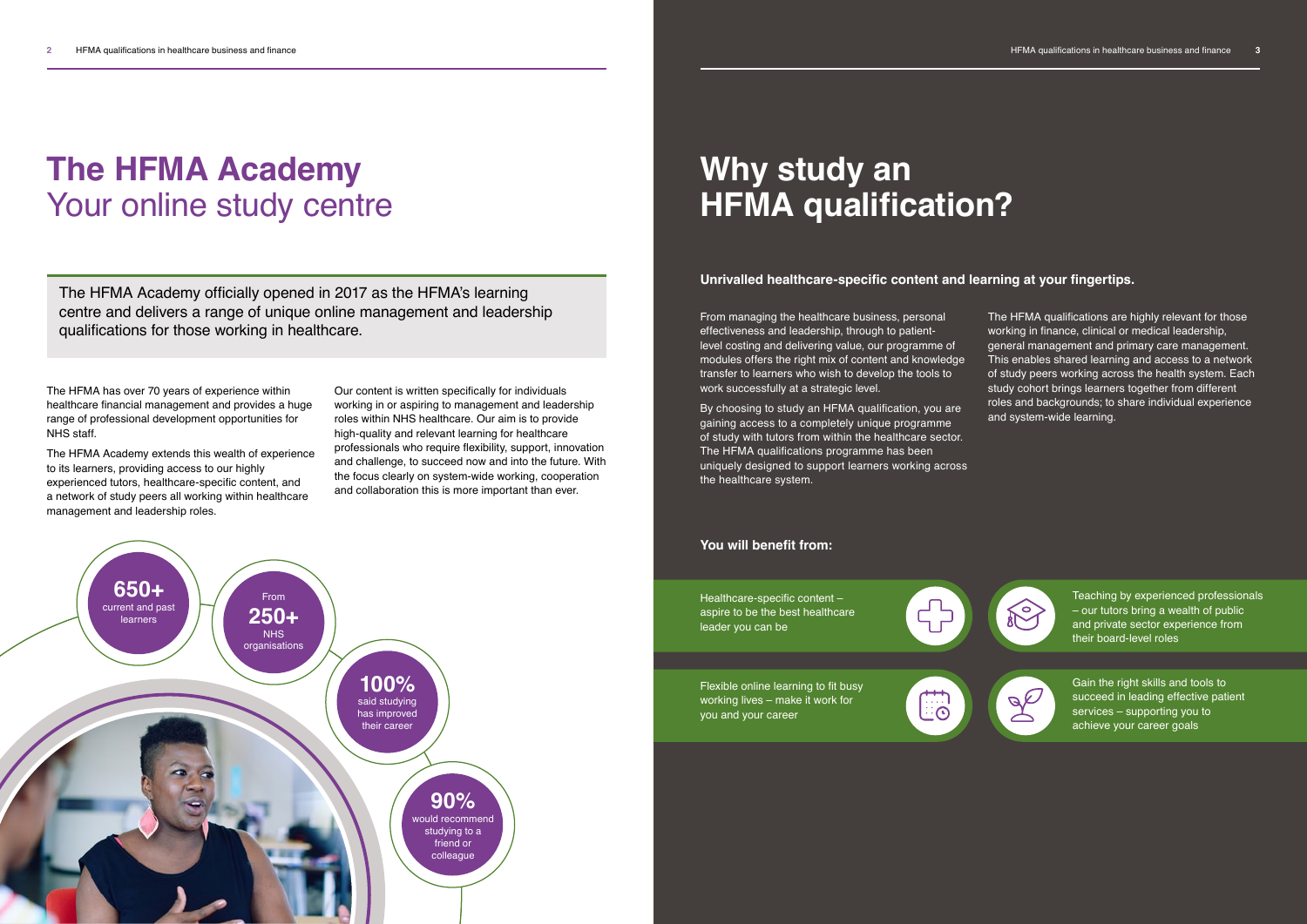# The HFMA Academy
## Your online study centre

The HFMA Academy officially opened in 2017 as the HFMA's learning centre and delivers a range of unique online management and leadership qualifications for those working in healthcare.

The HFMA has over 70 years of experience within healthcare financial management and provides a huge range of professional development opportunities for NHS staff.

The HFMA Academy extends this wealth of experience to its learners, providing access to our highly experienced tutors, healthcare-specific content, and a network of study peers all working within healthcare management and leadership roles.

Our content is written specifically for individuals working in or aspiring to management and leadership roles within NHS healthcare. Our aim is to provide high-quality and relevant learning for healthcare professionals who require flexibility, support, innovation and challenge, to succeed now and into the future. With the focus clearly on system-wide working, cooperation and collaboration this is more important than ever.

**650+** current and past learners

From **250+** NHS organisations

**100%** said studying has improved their career

**90%** would recommend studying to a friend or colleague

# Why study an HFMA qualification?

**Unrivalled healthcare-specific content and learning at your fingertips.**

From managing the healthcare business, personal effectiveness and leadership, through to patient-level costing and delivering value, our programme of modules offers the right mix of content and knowledge transfer to learners who wish to develop the tools to work successfully at a strategic level.

By choosing to study an HFMA qualification, you are gaining access to a completely unique programme of study with tutors from within the healthcare sector. The HFMA qualifications programme has been uniquely designed to support learners working across the healthcare system.

The HFMA qualifications are highly relevant for those working in finance, clinical or medical leadership, general management and primary care management. This enables shared learning and access to a network of study peers working across the health system. Each study cohort brings learners together from different roles and backgrounds; to share individual experience and system-wide learning.

**You will benefit from:**

- Healthcare-specific content – aspire to be the best healthcare leader you can be
- Teaching by experienced professionals – our tutors bring a wealth of public and private sector experience from their board-level roles
- Flexible online learning to fit busy working lives – make it work for you and your career
- Gain the right skills and tools to succeed in leading effective patient services – supporting you to achieve your career goals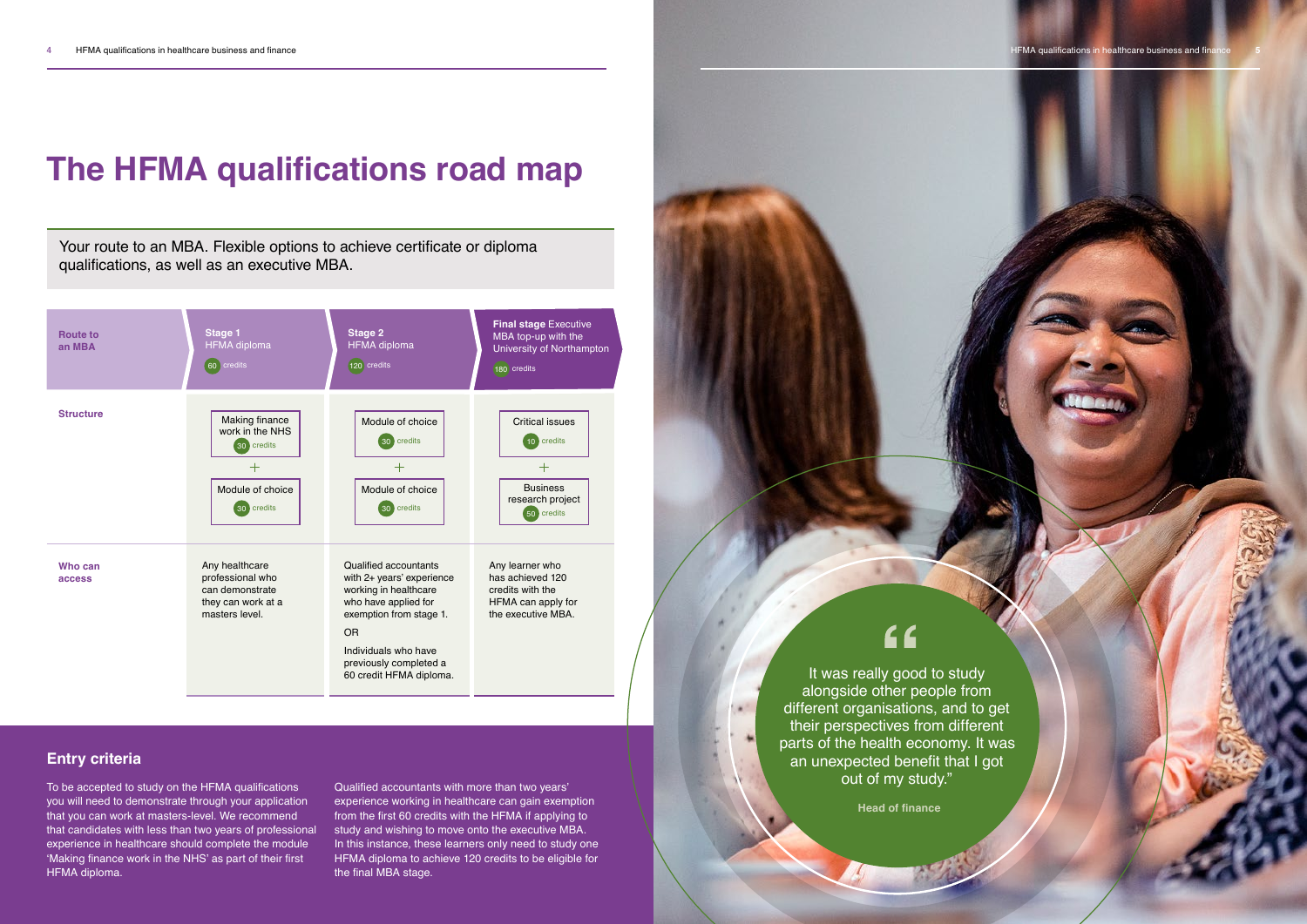# The HFMA qualifications road map

Your route to an MBA. Flexible options to achieve certificate or diploma qualifications, as well as an executive MBA.

| Route to an MBA | **Stage 1** HFMA diploma (60 credits) | **Stage 2** HFMA diploma (120 credits) | **Final stage** Executive MBA top-up with the University of Northampton (180 credits) |
|---|---|---|---|
| **Structure** | Making finance work in the NHS (30 credits) + Module of choice (30 credits) | Module of choice (30 credits) + Module of choice (30 credits) | Critical issues (10 credits) + Business research project (50 credits) |
| **Who can access** | Any healthcare professional who can demonstrate they can work at a masters level. | Qualified accountants with 2+ years' experience working in healthcare who have applied for exemption from stage 1. OR Individuals who have previously completed a 60 credit HFMA diploma. | Any learner who has achieved 120 credits with the HFMA can apply for the executive MBA. |

## Entry criteria

To be accepted to study on the HFMA qualifications you will need to demonstrate through your application that you can work at masters-level. We recommend that candidates with less than two years of professional experience in healthcare should complete the module 'Making finance work in the NHS' as part of their first HFMA diploma.

Qualified accountants with more than two years' experience working in healthcare can gain exemption from the first 60 credits with the HFMA if applying to study and wishing to move onto the executive MBA. In this instance, these learners only need to study one HFMA diploma to achieve 120 credits to be eligible for the final MBA stage.

> "It was really good to study alongside other people from different organisations, and to get their perspectives from different parts of the health economy. It was an unexpected benefit that I got out of my study."
>
> **Head of finance**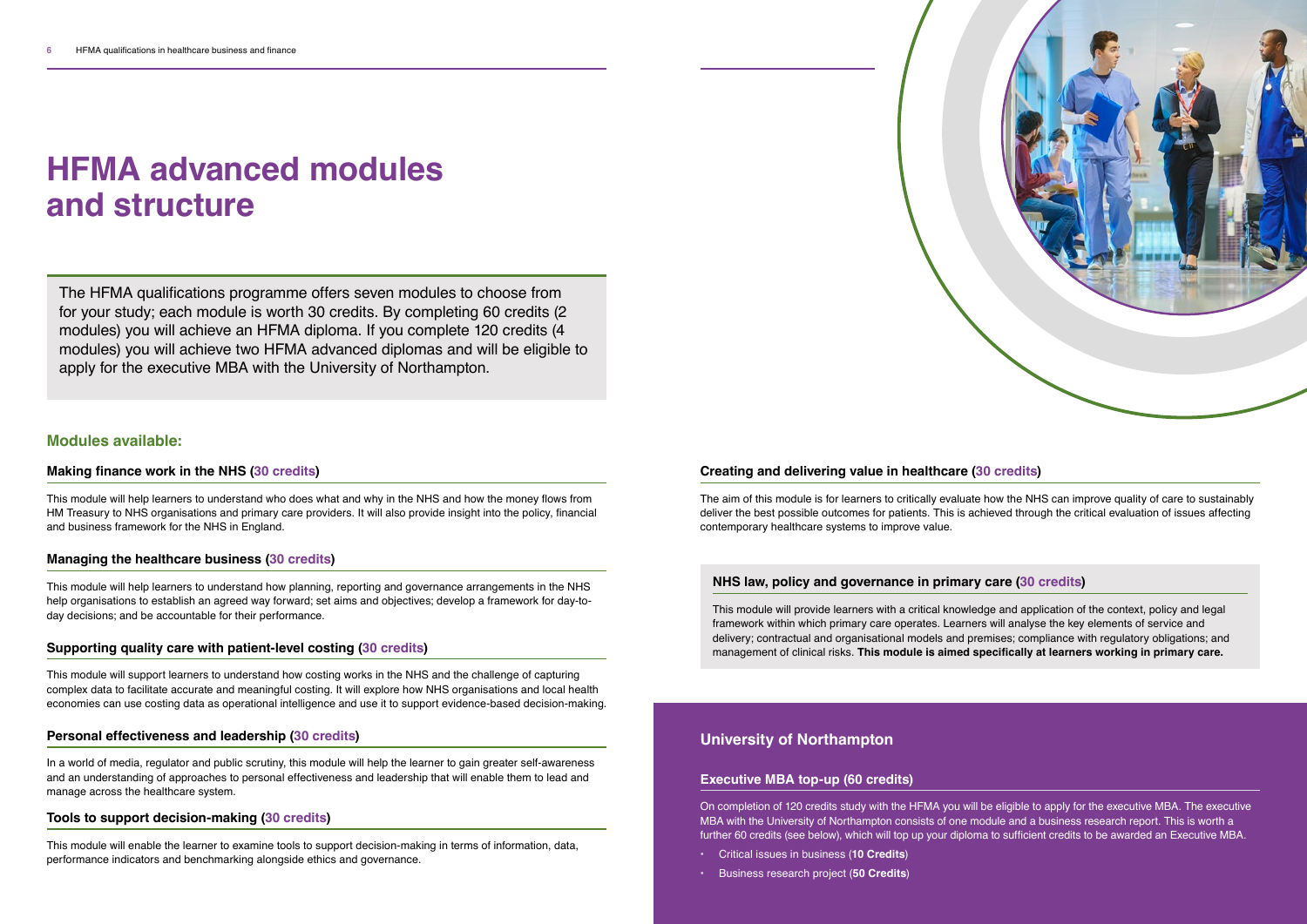# HFMA advanced modules and structure

The HFMA qualifications programme offers seven modules to choose from for your study; each module is worth 30 credits. By completing 60 credits (2 modules) you will achieve an HFMA diploma. If you complete 120 credits (4 modules) you will achieve two HFMA advanced diplomas and will be eligible to apply for the executive MBA with the University of Northampton.

## Modules available:

### Making finance work in the NHS (30 credits)

This module will help learners to understand who does what and why in the NHS and how the money flows from HM Treasury to NHS organisations and primary care providers. It will also provide insight into the policy, financial and business framework for the NHS in England.

### Managing the healthcare business (30 credits)

This module will help learners to understand how planning, reporting and governance arrangements in the NHS help organisations to establish an agreed way forward; set aims and objectives; develop a framework for day-to-day decisions; and be accountable for their performance.

### Supporting quality care with patient-level costing (30 credits)

This module will support learners to understand how costing works in the NHS and the challenge of capturing complex data to facilitate accurate and meaningful costing. It will explore how NHS organisations and local health economies can use costing data as operational intelligence and use it to support evidence-based decision-making.

### Personal effectiveness and leadership (30 credits)

In a world of media, regulator and public scrutiny, this module will help the learner to gain greater self-awareness and an understanding of approaches to personal effectiveness and leadership that will enable them to lead and manage across the healthcare system.

### Tools to support decision-making (30 credits)

This module will enable the learner to examine tools to support decision-making in terms of information, data, performance indicators and benchmarking alongside ethics and governance.

### Creating and delivering value in healthcare (30 credits)

The aim of this module is for learners to critically evaluate how the NHS can improve quality of care to sustainably deliver the best possible outcomes for patients. This is achieved through the critical evaluation of issues affecting contemporary healthcare systems to improve value.

### NHS law, policy and governance in primary care (30 credits)

This module will provide learners with a critical knowledge and application of the context, policy and legal framework within which primary care operates. Learners will analyse the key elements of service and delivery; contractual and organisational models and premises; compliance with regulatory obligations; and management of clinical risks. **This module is aimed specifically at learners working in primary care.**

## University of Northampton

### Executive MBA top-up (60 credits)

On completion of 120 credits study with the HFMA you will be eligible to apply for the executive MBA. The executive MBA with the University of Northampton consists of one module and a business research report. This is worth a further 60 credits (see below), which will top up your diploma to sufficient credits to be awarded an Executive MBA.

- Critical issues in business (**10 Credits**)
- Business research project (**50 Credits**)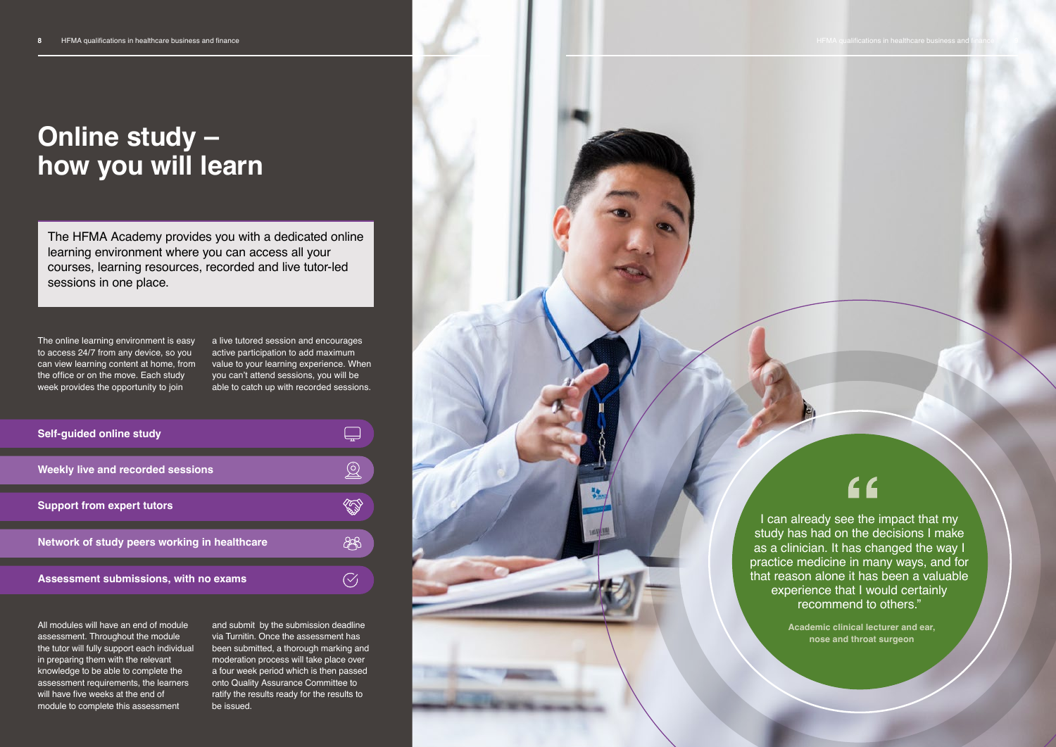# Online study – how you will learn

The HFMA Academy provides you with a dedicated online learning environment where you can access all your courses, learning resources, recorded and live tutor-led sessions in one place.

The online learning environment is easy to access 24/7 from any device, so you can view learning content at home, from the office or on the move. Each study week provides the opportunity to join a live tutored session and encourages active participation to add maximum value to your learning experience. When you can't attend sessions, you will be able to catch up with recorded sessions.

- **Self-guided online study**
- **Weekly live and recorded sessions**
- **Support from expert tutors**
- **Network of study peers working in healthcare**
- **Assessment submissions, with no exams**

All modules will have an end of module assessment. Throughout the module the tutor will fully support each individual in preparing them with the relevant knowledge to be able to complete the assessment requirements, the learners will have five weeks at the end of module to complete this assessment and submit by the submission deadline via Turnitin. Once the assessment has been submitted, a thorough marking and moderation process will take place over a four week period which is then passed onto Quality Assurance Committee to ratify the results ready for the results to be issued.

> "I can already see the impact that my study has had on the decisions I make as a clinician. It has changed the way I practice medicine in many ways, and for that reason alone it has been a valuable experience that I would certainly recommend to others."
>
> **Academic clinical lecturer and ear, nose and throat surgeon**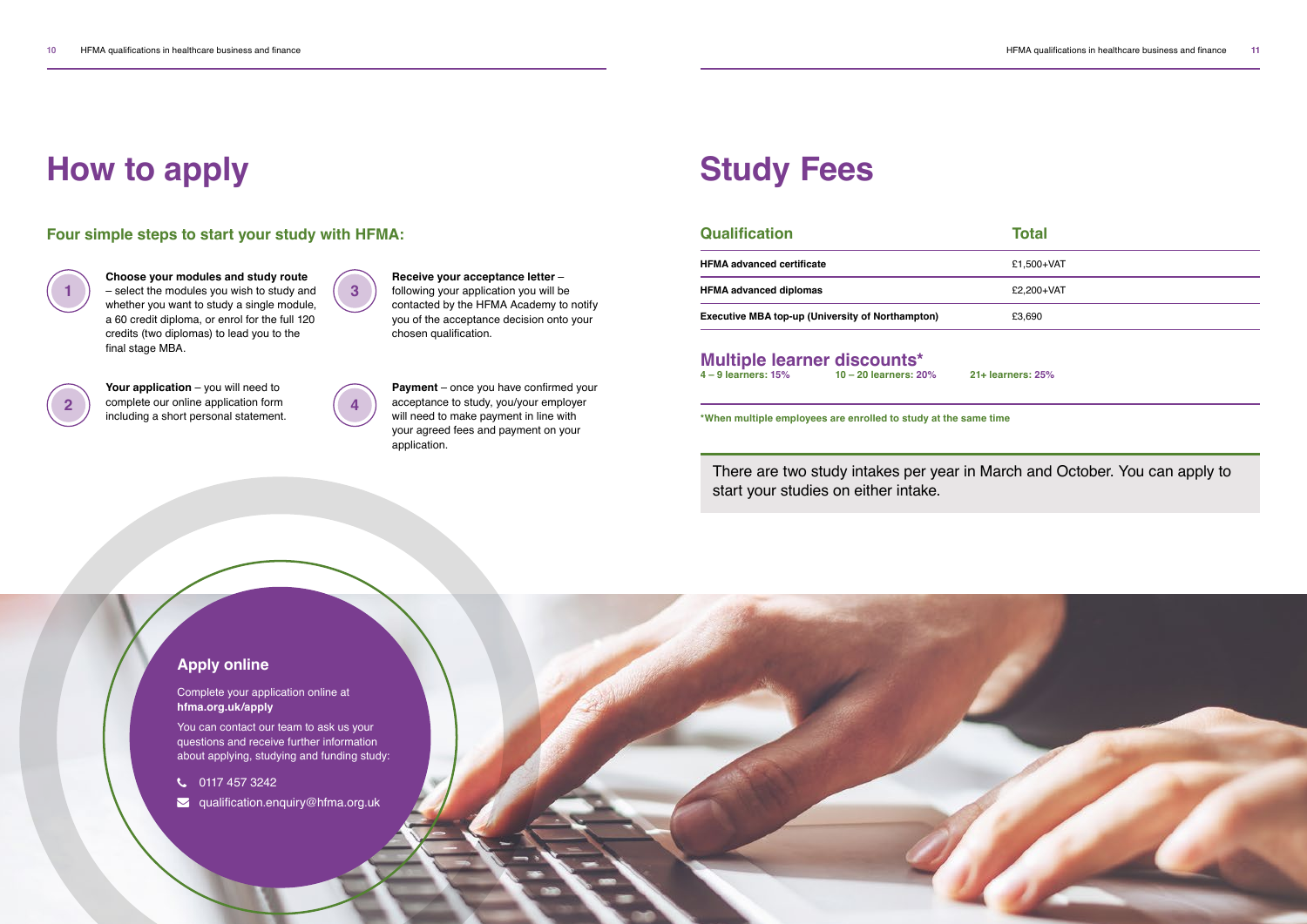# How to apply

## Four simple steps to start your study with HFMA:

1. **Choose your modules and study route** – select the modules you wish to study and whether you want to study a single module, a 60 credit diploma, or enrol for the full 120 credits (two diplomas) to lead you to the final stage MBA.

2. **Your application** – you will need to complete our online application form including a short personal statement.

3. **Receive your acceptance letter** – following your application you will be contacted by the HFMA Academy to notify you of the acceptance decision onto your chosen qualification.

4. **Payment** – once you have confirmed your acceptance to study, you/your employer will need to make payment in line with your agreed fees and payment on your application.

### Apply online

Complete your application online at **hfma.org.uk/apply**

You can contact our team to ask us your questions and receive further information about applying, studying and funding study:

- 0117 457 3242
- qualification.enquiry@hfma.org.uk

# Study Fees

| Qualification | Total |
| --- | --- |
| **HFMA advanced certificate** | £1,500+VAT |
| **HFMA advanced diplomas** | £2,200+VAT |
| **Executive MBA top-up (University of Northampton)** | £3,690 |

## Multiple learner discounts*

**4 – 9 learners: 15%** **10 – 20 learners: 20%** **21+ learners: 25%**

***When multiple employees are enrolled to study at the same time**

There are two study intakes per year in March and October. You can apply to start your studies on either intake.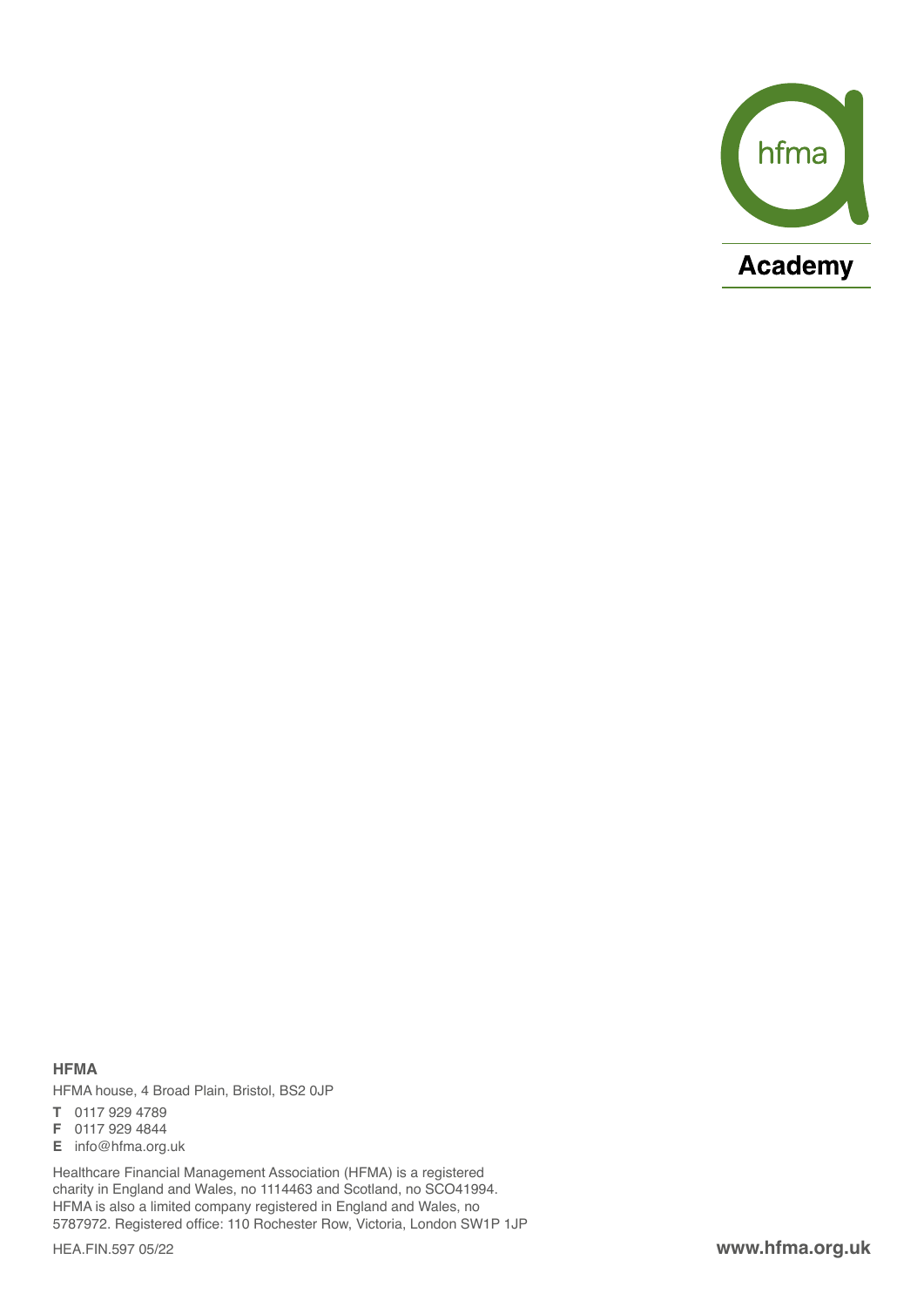hfma

Academy

**HFMA**

HFMA house, 4 Broad Plain, Bristol, BS2 0JP

**T** 0117 929 4789
**F** 0117 929 4844
**E** info@hfma.org.uk

Healthcare Financial Management Association (HFMA) is a registered charity in England and Wales, no 1114463 and Scotland, no SCO41994. HFMA is also a limited company registered in England and Wales, no 5787972. Registered office: 110 Rochester Row, Victoria, London SW1P 1JP

HEA.FIN.597 05/22

**www.hfma.org.uk**